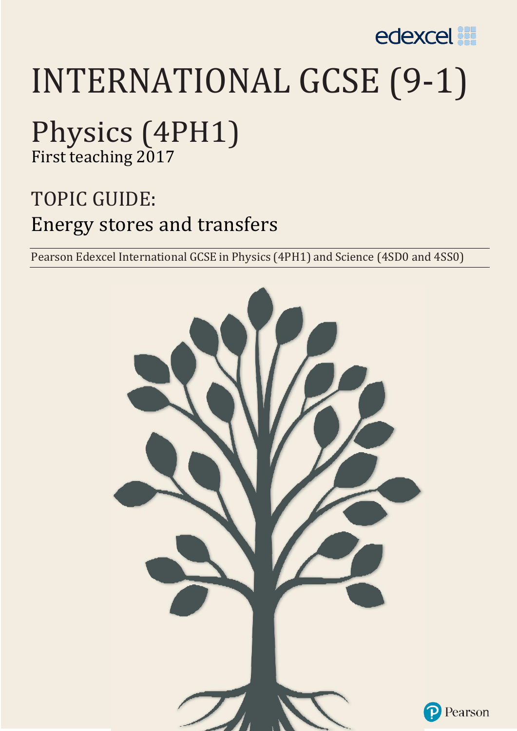edexcel

# INTERNATIONAL GCSE (9-1)

## Physics (4PH1)

First teaching 2017

## TOPIC GUIDE:
## Energy stores and transfers

Pearson Edexcel International GCSE in Physics (4PH1) and Science (4SD0 and 4SS0)

Pearson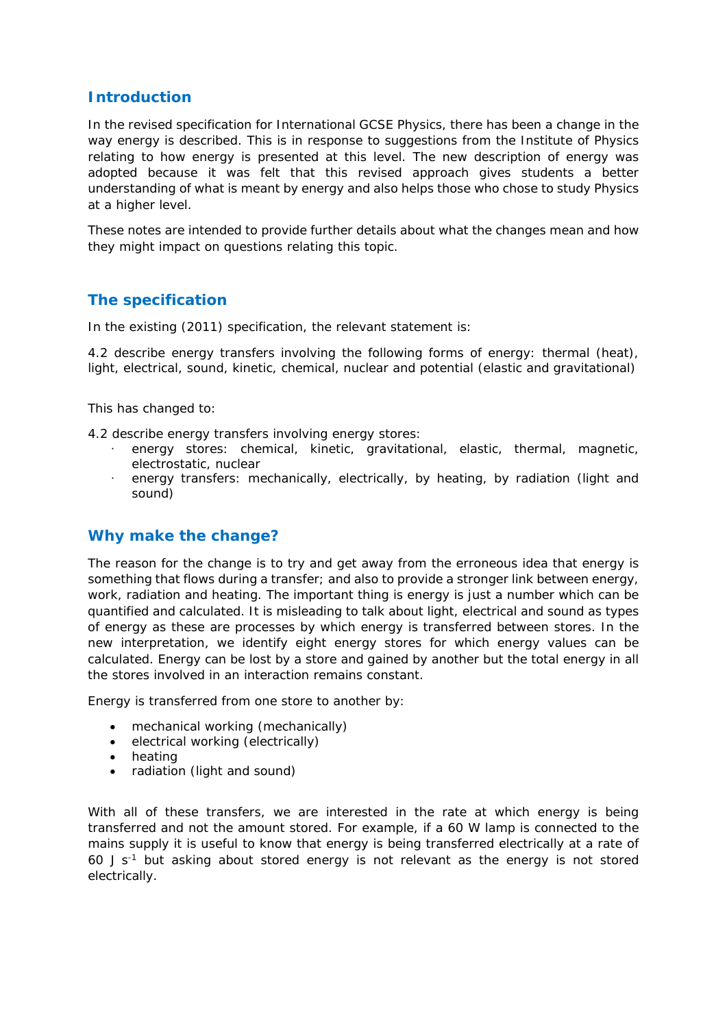## Introduction

In the revised specification for International GCSE Physics, there has been a change in the way energy is described. This is in response to suggestions from the Institute of Physics relating to how energy is presented at this level. The new description of energy was adopted because it was felt that this revised approach gives students a better understanding of what is meant by energy and also helps those who chose to study Physics at a higher level.

These notes are intended to provide further details about what the changes mean and how they might impact on questions relating this topic.

## The specification

In the existing (2011) specification, the relevant statement is:

4.2 describe energy transfers involving the following forms of energy: thermal (heat), light, electrical, sound, kinetic, chemical, nuclear and potential (elastic and gravitational)

This has changed to:

4.2 describe energy transfers involving energy stores:

- energy stores: chemical, kinetic, gravitational, elastic, thermal, magnetic, electrostatic, nuclear
- energy transfers: mechanically, electrically, by heating, by radiation (light and sound)

## Why make the change?

The reason for the change is to try and get away from the erroneous idea that energy is something that flows during a transfer; and also to provide a stronger link between energy, work, radiation and heating. The important thing is energy is just a number which can be quantified and calculated. It is misleading to talk about light, electrical and sound as types of energy as these are processes by which energy is transferred between stores. In the new interpretation, we identify eight energy stores for which energy values can be calculated. Energy can be lost by a store and gained by another but the total energy in all the stores involved in an interaction remains constant.

Energy is transferred from one store to another by:

- mechanical working (mechanically)
- electrical working (electrically)
- heating
- radiation (light and sound)

With all of these transfers, we are interested in the rate at which energy is being transferred and not the amount stored. For example, if a 60 W lamp is connected to the mains supply it is useful to know that energy is being transferred electrically at a rate of 60 J $s^{-1}$ but asking about stored energy is not relevant as the energy is not stored electrically.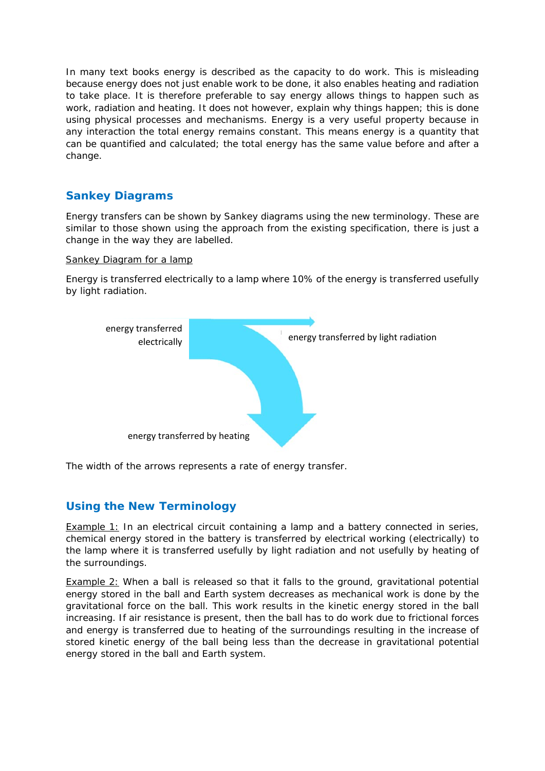In many text books energy is described as the capacity to do work. This is misleading because energy does not just enable work to be done, it also enables heating and radiation to take place. It is therefore preferable to say energy allows things to happen such as work, radiation and heating. It does not however, explain why things happen; this is done using physical processes and mechanisms. Energy is a very useful property because in any interaction the total energy remains constant. This means energy is a quantity that can be quantified and calculated; the total energy has the same value before and after a change.

## Sankey Diagrams

Energy transfers can be shown by Sankey diagrams using the new terminology. These are similar to those shown using the approach from the existing specification, there is just a change in the way they are labelled.

Sankey Diagram for a lamp

Energy is transferred electrically to a lamp where 10% of the energy is transferred usefully by light radiation.

energy transferred electrically

energy transferred by light radiation

energy transferred by heating

The width of the arrows represents a rate of energy transfer.

## Using the New Terminology

Example 1: In an electrical circuit containing a lamp and a battery connected in series, chemical energy stored in the battery is transferred by electrical working (electrically) to the lamp where it is transferred usefully by light radiation and not usefully by heating of the surroundings.

Example 2: When a ball is released so that it falls to the ground, gravitational potential energy stored in the ball and Earth system decreases as mechanical work is done by the gravitational force on the ball. This work results in the kinetic energy stored in the ball increasing. If air resistance is present, then the ball has to do work due to frictional forces and energy is transferred due to heating of the surroundings resulting in the increase of stored kinetic energy of the ball being less than the decrease in gravitational potential energy stored in the ball and Earth system.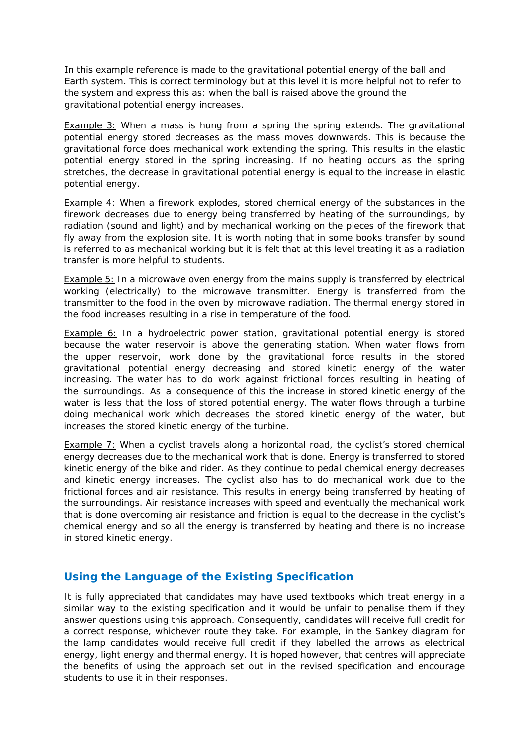In this example reference is made to the gravitational potential energy of the ball and Earth system. This is correct terminology but at this level it is more helpful not to refer to the system and express this as: when the ball is raised above the ground the gravitational potential energy increases.

Example 3: When a mass is hung from a spring the spring extends. The gravitational potential energy stored decreases as the mass moves downwards. This is because the gravitational force does mechanical work extending the spring. This results in the elastic potential energy stored in the spring increasing. If no heating occurs as the spring stretches, the decrease in gravitational potential energy is equal to the increase in elastic potential energy.

Example 4: When a firework explodes, stored chemical energy of the substances in the firework decreases due to energy being transferred by heating of the surroundings, by radiation (sound and light) and by mechanical working on the pieces of the firework that fly away from the explosion site. It is worth noting that in some books transfer by sound is referred to as mechanical working but it is felt that at this level treating it as a radiation transfer is more helpful to students.

Example 5: In a microwave oven energy from the mains supply is transferred by electrical working (electrically) to the microwave transmitter. Energy is transferred from the transmitter to the food in the oven by microwave radiation. The thermal energy stored in the food increases resulting in a rise in temperature of the food.

Example 6: In a hydroelectric power station, gravitational potential energy is stored because the water reservoir is above the generating station. When water flows from the upper reservoir, work done by the gravitational force results in the stored gravitational potential energy decreasing and stored kinetic energy of the water increasing. The water has to do work against frictional forces resulting in heating of the surroundings. As a consequence of this the increase in stored kinetic energy of the water is less that the loss of stored potential energy. The water flows through a turbine doing mechanical work which decreases the stored kinetic energy of the water, but increases the stored kinetic energy of the turbine.

Example 7: When a cyclist travels along a horizontal road, the cyclist's stored chemical energy decreases due to the mechanical work that is done. Energy is transferred to stored kinetic energy of the bike and rider. As they continue to pedal chemical energy decreases and kinetic energy increases. The cyclist also has to do mechanical work due to the frictional forces and air resistance. This results in energy being transferred by heating of the surroundings. Air resistance increases with speed and eventually the mechanical work that is done overcoming air resistance and friction is equal to the decrease in the cyclist's chemical energy and so all the energy is transferred by heating and there is no increase in stored kinetic energy.

## Using the Language of the Existing Specification

It is fully appreciated that candidates may have used textbooks which treat energy in a similar way to the existing specification and it would be unfair to penalise them if they answer questions using this approach. Consequently, candidates will receive full credit for a correct response, whichever route they take. For example, in the Sankey diagram for the lamp candidates would receive full credit if they labelled the arrows as electrical energy, light energy and thermal energy. It is hoped however, that centres will appreciate the benefits of using the approach set out in the revised specification and encourage students to use it in their responses.